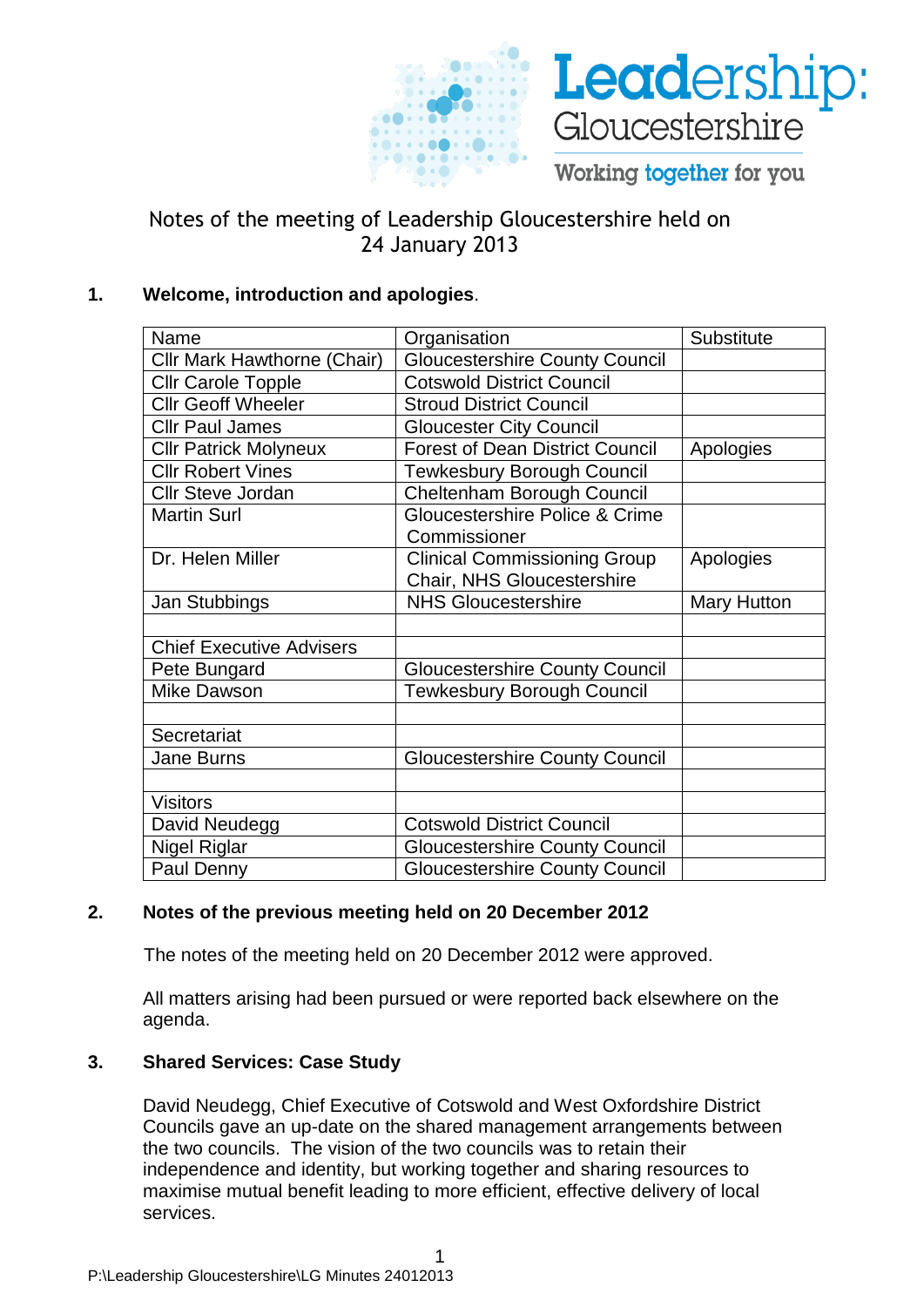Leadership: Gloucestershire

Working together for you

# Notes of the meeting of Leadership Gloucestershire held on 24 January 2013

## 1. Welcome, introduction and apologies.

| Name | Organisation | Substitute |
|---|---|---|
| Cllr Mark Hawthorne (Chair) | Gloucestershire County Council | |
| Cllr Carole Topple | Cotswold District Council | |
| Cllr Geoff Wheeler | Stroud District Council | |
| Cllr Paul James | Gloucester City Council | |
| Cllr Patrick Molyneux | Forest of Dean District Council | Apologies |
| Cllr Robert Vines | Tewkesbury Borough Council | |
| Cllr Steve Jordan | Cheltenham Borough Council | |
| Martin Surl | Gloucestershire Police & Crime Commissioner | |
| Dr. Helen Miller | Clinical Commissioning Group Chair, NHS Gloucestershire | Apologies |
| Jan Stubbings | NHS Gloucestershire | Mary Hutton |
| | | |
| Chief Executive Advisers | | |
| Pete Bungard | Gloucestershire County Council | |
| Mike Dawson | Tewkesbury Borough Council | |
| | | |
| Secretariat | | |
| Jane Burns | Gloucestershire County Council | |
| | | |
| Visitors | | |
| David Neudegg | Cotswold District Council | |
| Nigel Riglar | Gloucestershire County Council | |
| Paul Denny | Gloucestershire County Council | |

## 2. Notes of the previous meeting held on 20 December 2012

The notes of the meeting held on 20 December 2012 were approved.

All matters arising had been pursued or were reported back elsewhere on the agenda.

## 3. Shared Services: Case Study

David Neudegg, Chief Executive of Cotswold and West Oxfordshire District Councils gave an up-date on the shared management arrangements between the two councils. The vision of the two councils was to retain their independence and identity, but working together and sharing resources to maximise mutual benefit leading to more efficient, effective delivery of local services.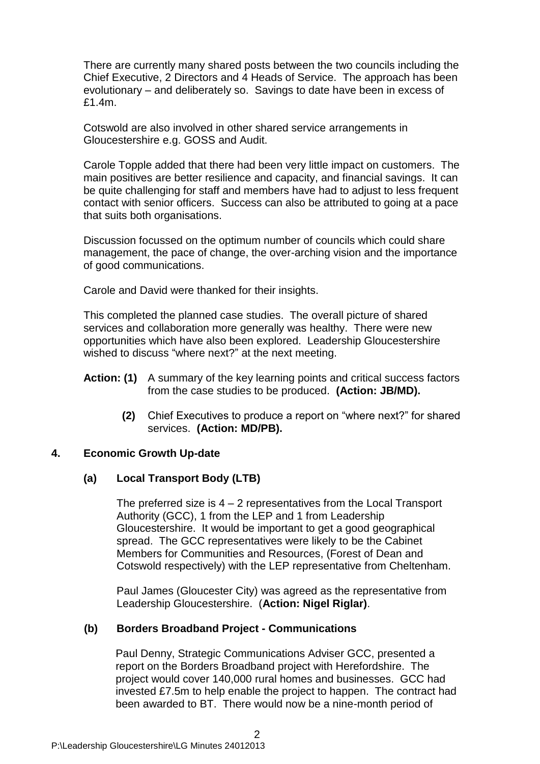There are currently many shared posts between the two councils including the Chief Executive, 2 Directors and 4 Heads of Service. The approach has been evolutionary – and deliberately so. Savings to date have been in excess of £1.4m.

Cotswold are also involved in other shared service arrangements in Gloucestershire e.g. GOSS and Audit.

Carole Topple added that there had been very little impact on customers. The main positives are better resilience and capacity, and financial savings. It can be quite challenging for staff and members have had to adjust to less frequent contact with senior officers. Success can also be attributed to going at a pace that suits both organisations.

Discussion focussed on the optimum number of councils which could share management, the pace of change, the over-arching vision and the importance of good communications.

Carole and David were thanked for their insights.

This completed the planned case studies. The overall picture of shared services and collaboration more generally was healthy. There were new opportunities which have also been explored. Leadership Gloucestershire wished to discuss "where next?" at the next meeting.

**Action: (1)** A summary of the key learning points and critical success factors from the case studies to be produced. **(Action: JB/MD).**

**(2)** Chief Executives to produce a report on "where next?" for shared services. **(Action: MD/PB).**

## 4. Economic Growth Up-date

### (a) Local Transport Body (LTB)

The preferred size is 4 – 2 representatives from the Local Transport Authority (GCC), 1 from the LEP and 1 from Leadership Gloucestershire. It would be important to get a good geographical spread. The GCC representatives were likely to be the Cabinet Members for Communities and Resources, (Forest of Dean and Cotswold respectively) with the LEP representative from Cheltenham.

Paul James (Gloucester City) was agreed as the representative from Leadership Gloucestershire. (**Action: Nigel Riglar**).

### (b) Borders Broadband Project - Communications

Paul Denny, Strategic Communications Adviser GCC, presented a report on the Borders Broadband project with Herefordshire. The project would cover 140,000 rural homes and businesses. GCC had invested £7.5m to help enable the project to happen. The contract had been awarded to BT. There would now be a nine-month period of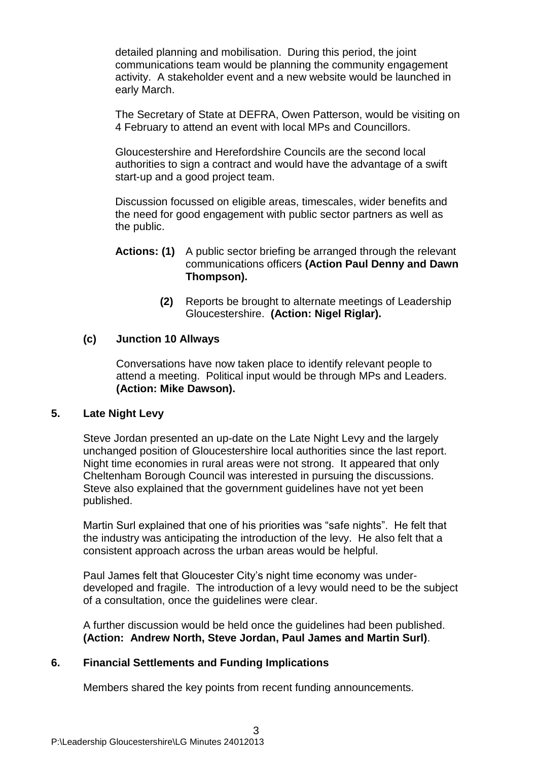detailed planning and mobilisation. During this period, the joint communications team would be planning the community engagement activity. A stakeholder event and a new website would be launched in early March.

The Secretary of State at DEFRA, Owen Patterson, would be visiting on 4 February to attend an event with local MPs and Councillors.

Gloucestershire and Herefordshire Councils are the second local authorities to sign a contract and would have the advantage of a swift start-up and a good project team.

Discussion focussed on eligible areas, timescales, wider benefits and the need for good engagement with public sector partners as well as the public.

**Actions: (1)** A public sector briefing be arranged through the relevant communications officers **(Action Paul Denny and Dawn Thompson).**

**(2)** Reports be brought to alternate meetings of Leadership Gloucestershire. **(Action: Nigel Riglar).**

**(c) Junction 10 Allways**

Conversations have now taken place to identify relevant people to attend a meeting. Political input would be through MPs and Leaders. **(Action: Mike Dawson).**

## 5. Late Night Levy

Steve Jordan presented an up-date on the Late Night Levy and the largely unchanged position of Gloucestershire local authorities since the last report. Night time economies in rural areas were not strong. It appeared that only Cheltenham Borough Council was interested in pursuing the discussions. Steve also explained that the government guidelines have not yet been published.

Martin Surl explained that one of his priorities was "safe nights". He felt that the industry was anticipating the introduction of the levy. He also felt that a consistent approach across the urban areas would be helpful.

Paul James felt that Gloucester City's night time economy was under-developed and fragile. The introduction of a levy would need to be the subject of a consultation, once the guidelines were clear.

A further discussion would be held once the guidelines had been published. **(Action: Andrew North, Steve Jordan, Paul James and Martin Surl)**.

## 6. Financial Settlements and Funding Implications

Members shared the key points from recent funding announcements.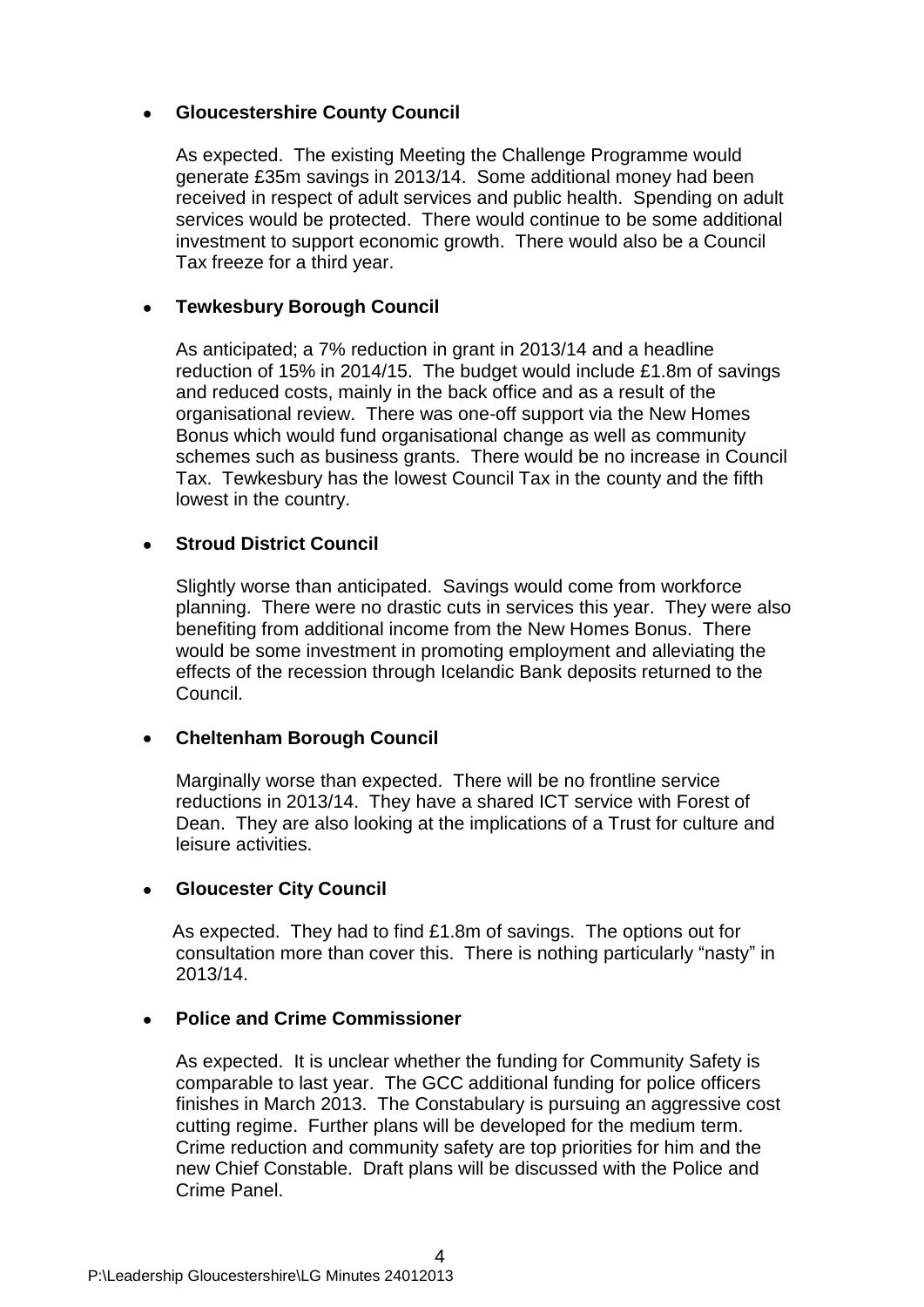- **Gloucestershire County Council**

  As expected. The existing Meeting the Challenge Programme would generate £35m savings in 2013/14. Some additional money had been received in respect of adult services and public health. Spending on adult services would be protected. There would continue to be some additional investment to support economic growth. There would also be a Council Tax freeze for a third year.

- **Tewkesbury Borough Council**

  As anticipated; a 7% reduction in grant in 2013/14 and a headline reduction of 15% in 2014/15. The budget would include £1.8m of savings and reduced costs, mainly in the back office and as a result of the organisational review. There was one-off support via the New Homes Bonus which would fund organisational change as well as community schemes such as business grants. There would be no increase in Council Tax. Tewkesbury has the lowest Council Tax in the county and the fifth lowest in the country.

- **Stroud District Council**

  Slightly worse than anticipated. Savings would come from workforce planning. There were no drastic cuts in services this year. They were also benefiting from additional income from the New Homes Bonus. There would be some investment in promoting employment and alleviating the effects of the recession through Icelandic Bank deposits returned to the Council.

- **Cheltenham Borough Council**

  Marginally worse than expected. There will be no frontline service reductions in 2013/14. They have a shared ICT service with Forest of Dean. They are also looking at the implications of a Trust for culture and leisure activities.

- **Gloucester City Council**

  As expected. They had to find £1.8m of savings. The options out for consultation more than cover this. There is nothing particularly "nasty" in 2013/14.

- **Police and Crime Commissioner**

  As expected. It is unclear whether the funding for Community Safety is comparable to last year. The GCC additional funding for police officers finishes in March 2013. The Constabulary is pursuing an aggressive cost cutting regime. Further plans will be developed for the medium term. Crime reduction and community safety are top priorities for him and the new Chief Constable. Draft plans will be discussed with the Police and Crime Panel.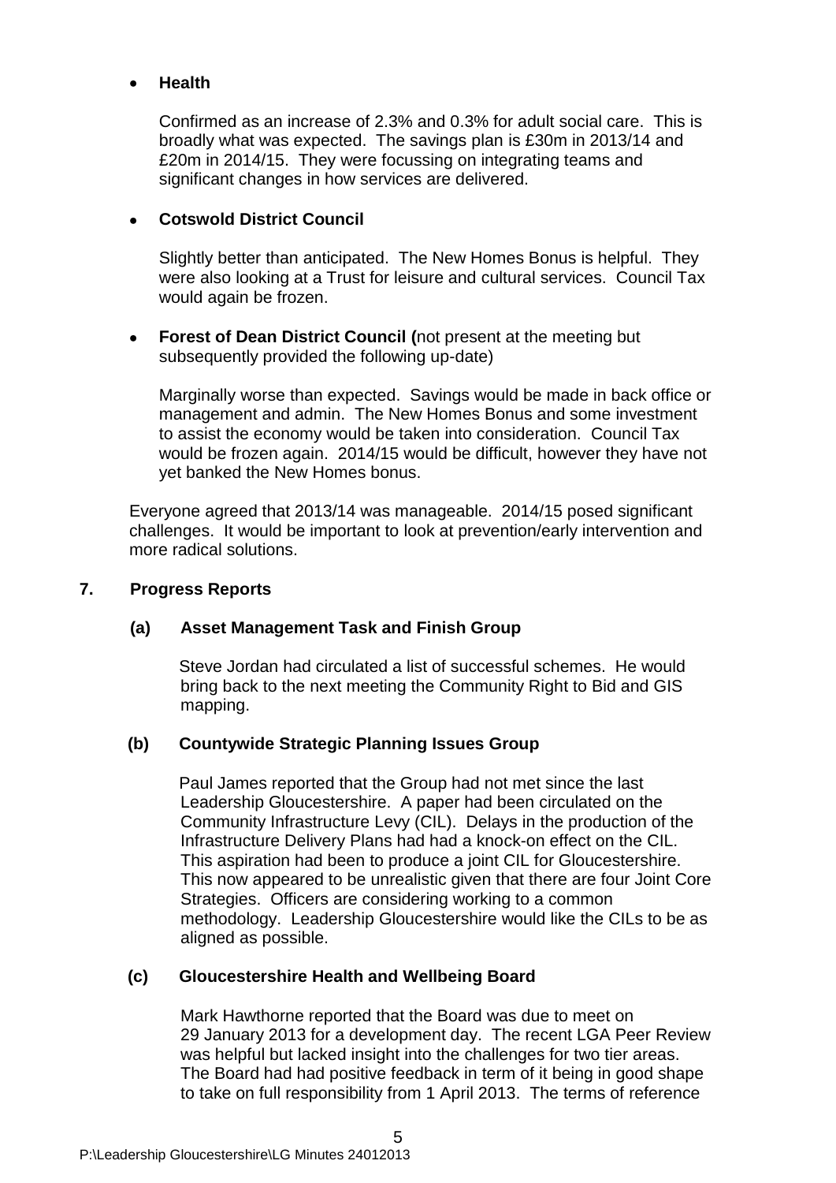- **Health**

  Confirmed as an increase of 2.3% and 0.3% for adult social care. This is broadly what was expected. The savings plan is £30m in 2013/14 and £20m in 2014/15. They were focussing on integrating teams and significant changes in how services are delivered.

- **Cotswold District Council**

  Slightly better than anticipated. The New Homes Bonus is helpful. They were also looking at a Trust for leisure and cultural services. Council Tax would again be frozen.

- **Forest of Dean District Council (**not present at the meeting but subsequently provided the following up-date)

  Marginally worse than expected. Savings would be made in back office or management and admin. The New Homes Bonus and some investment to assist the economy would be taken into consideration. Council Tax would be frozen again. 2014/15 would be difficult, however they have not yet banked the New Homes bonus.

Everyone agreed that 2013/14 was manageable. 2014/15 posed significant challenges. It would be important to look at prevention/early intervention and more radical solutions.

## 7. Progress Reports

### (a) Asset Management Task and Finish Group

Steve Jordan had circulated a list of successful schemes. He would bring back to the next meeting the Community Right to Bid and GIS mapping.

### (b) Countywide Strategic Planning Issues Group

Paul James reported that the Group had not met since the last Leadership Gloucestershire. A paper had been circulated on the Community Infrastructure Levy (CIL). Delays in the production of the Infrastructure Delivery Plans had had a knock-on effect on the CIL. This aspiration had been to produce a joint CIL for Gloucestershire. This now appeared to be unrealistic given that there are four Joint Core Strategies. Officers are considering working to a common methodology. Leadership Gloucestershire would like the CILs to be as aligned as possible.

### (c) Gloucestershire Health and Wellbeing Board

Mark Hawthorne reported that the Board was due to meet on 29 January 2013 for a development day. The recent LGA Peer Review was helpful but lacked insight into the challenges for two tier areas. The Board had had positive feedback in term of it being in good shape to take on full responsibility from 1 April 2013. The terms of reference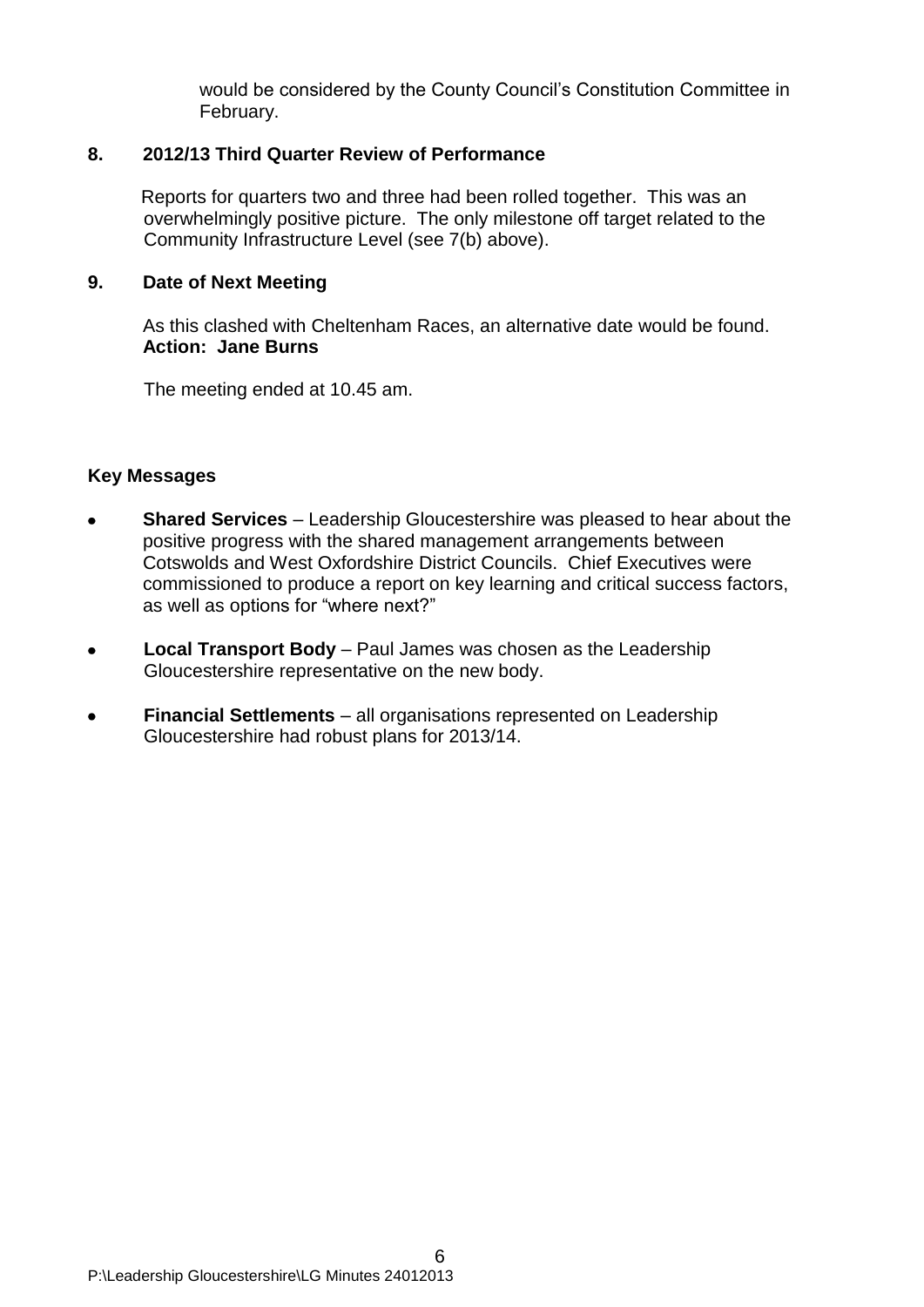would be considered by the County Council's Constitution Committee in February.

**8. 2012/13 Third Quarter Review of Performance**

Reports for quarters two and three had been rolled together. This was an overwhelmingly positive picture. The only milestone off target related to the Community Infrastructure Level (see 7(b) above).

**9. Date of Next Meeting**

As this clashed with Cheltenham Races, an alternative date would be found.
**Action: Jane Burns**

The meeting ended at 10.45 am.

**Key Messages**

- **Shared Services** – Leadership Gloucestershire was pleased to hear about the positive progress with the shared management arrangements between Cotswolds and West Oxfordshire District Councils. Chief Executives were commissioned to produce a report on key learning and critical success factors, as well as options for "where next?"
- **Local Transport Body** – Paul James was chosen as the Leadership Gloucestershire representative on the new body.
- **Financial Settlements** – all organisations represented on Leadership Gloucestershire had robust plans for 2013/14.